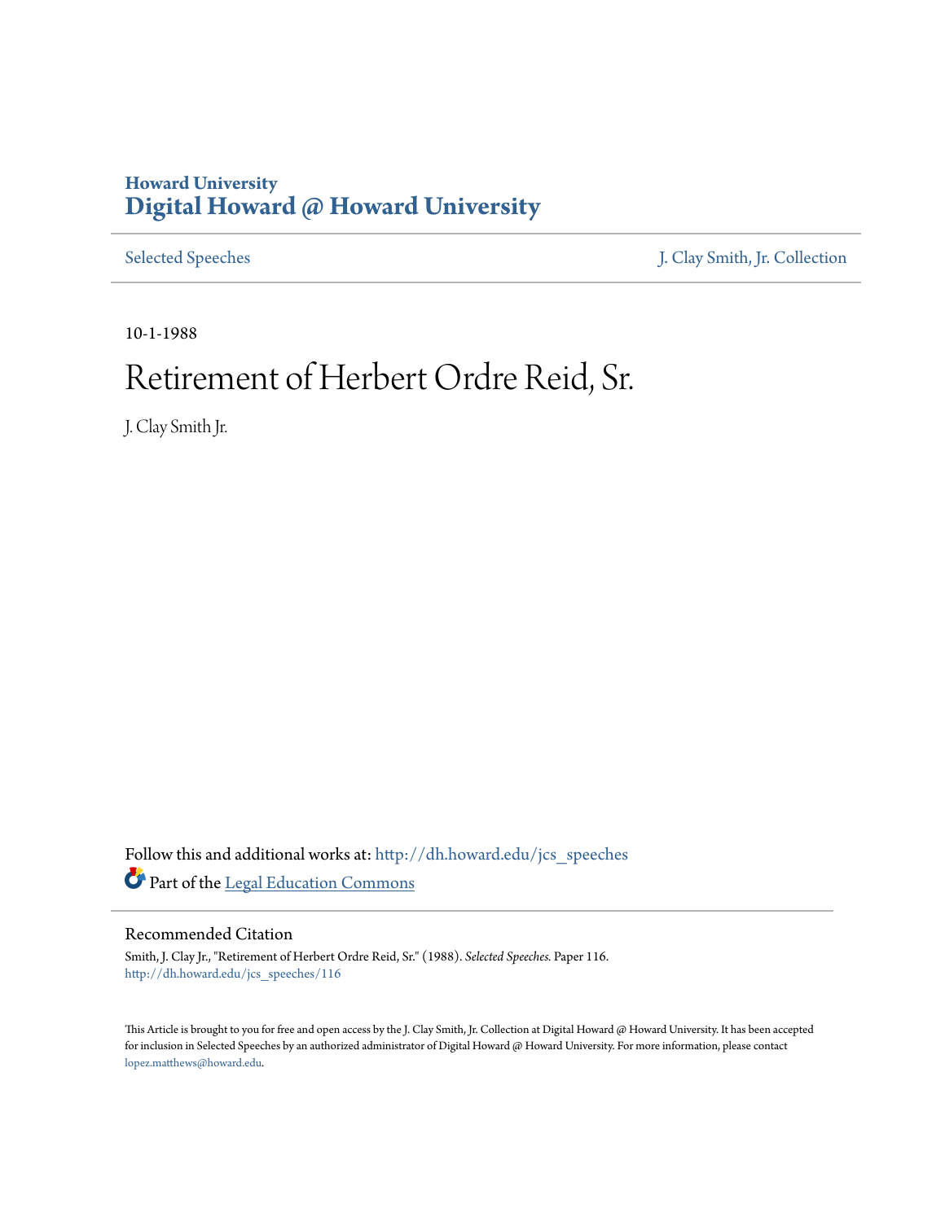# Howard University
# Digital Howard @ Howard University

Selected Speeches | J. Clay Smith, Jr. Collection

10-1-1988

# Retirement of Herbert Ordre Reid, Sr.

J. Clay Smith Jr.

Follow this and additional works at: http://dh.howard.edu/jcs_speeches

Part of the Legal Education Commons

## Recommended Citation

Smith, J. Clay Jr., "Retirement of Herbert Ordre Reid, Sr." (1988). *Selected Speeches.* Paper 116.
http://dh.howard.edu/jcs_speeches/116

This Article is brought to you for free and open access by the J. Clay Smith, Jr. Collection at Digital Howard @ Howard University. It has been accepted for inclusion in Selected Speeches by an authorized administrator of Digital Howard @ Howard University. For more information, please contact lopez.matthews@howard.edu.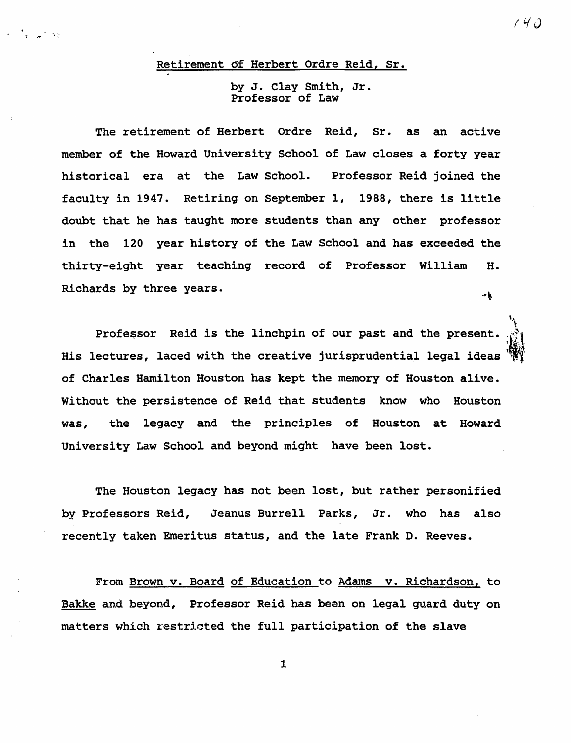## Retirement of Herbert Ordre Reid, Sr.

by J. Clay Smith, Jr.
Professor of Law

The retirement of Herbert Ordre Reid, Sr. as an active member of the Howard University School of Law closes a forty year historical era at the Law School. Professor Reid joined the faculty in 1947. Retiring on September 1, 1988, there is little doubt that he has taught more students than any other professor in the 120 year history of the Law School and has exceeded the thirty-eight year teaching record of Professor William H. Richards by three years.

Professor Reid is the linchpin of our past and the present. His lectures, laced with the creative jurisprudential legal ideas of Charles Hamilton Houston has kept the memory of Houston alive. Without the persistence of Reid that students know who Houston was, the legacy and the principles of Houston at Howard University Law School and beyond might have been lost.

The Houston legacy has not been lost, but rather personified by Professors Reid, Jeanus Burrell Parks, Jr. who has also recently taken Emeritus status, and the late Frank D. Reeves.

From Brown v. Board of Education to Adams v. Richardson, to Bakke and beyond, Professor Reid has been on legal guard duty on matters which restricted the full participation of the slave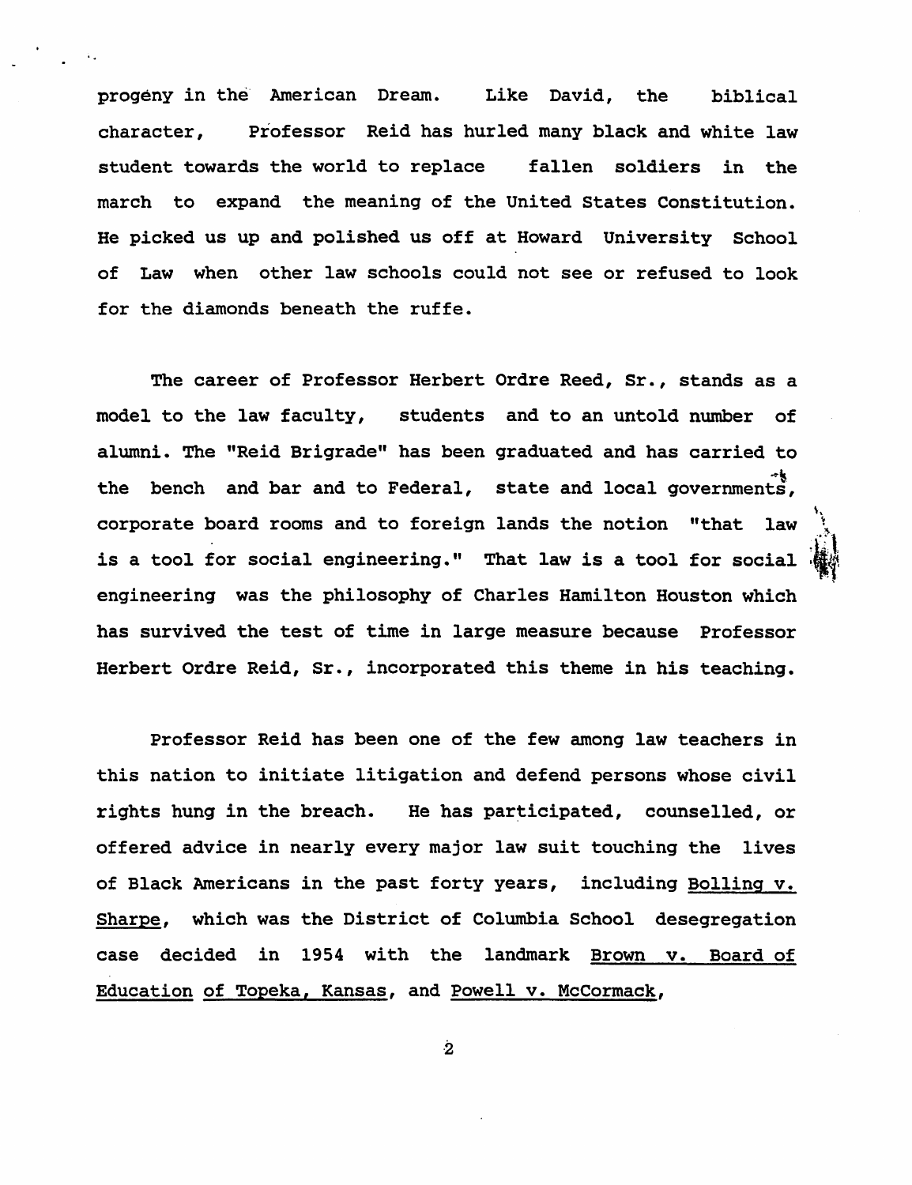progeny in the American Dream. Like David, the biblical character, Professor Reid has hurled many black and white law student towards the world to replace fallen soldiers in the march to expand the meaning of the United States Constitution. He picked us up and polished us off at Howard University School of Law when other law schools could not see or refused to look for the diamonds beneath the ruffe.

The career of Professor Herbert Ordre Reed, Sr., stands as a model to the law faculty, students and to an untold number of alumni. The "Reid Brigrade" has been graduated and has carried to the bench and bar and to Federal, state and local governments, corporate board rooms and to foreign lands the notion "that law is a tool for social engineering." That law is a tool for social engineering was the philosophy of Charles Hamilton Houston which has survived the test of time in large measure because Professor Herbert Ordre Reid, Sr., incorporated this theme in his teaching.

Professor Reid has been one of the few among law teachers in this nation to initiate litigation and defend persons whose civil rights hung in the breach. He has participated, counselled, or offered advice in nearly every major law suit touching the lives of Black Americans in the past forty years, including <u>Bolling v. Sharpe</u>, which was the District of Columbia School desegregation case decided in 1954 with the landmark <u>Brown v. Board of Education of Topeka, Kansas</u>, and <u>Powell v. McCormack</u>,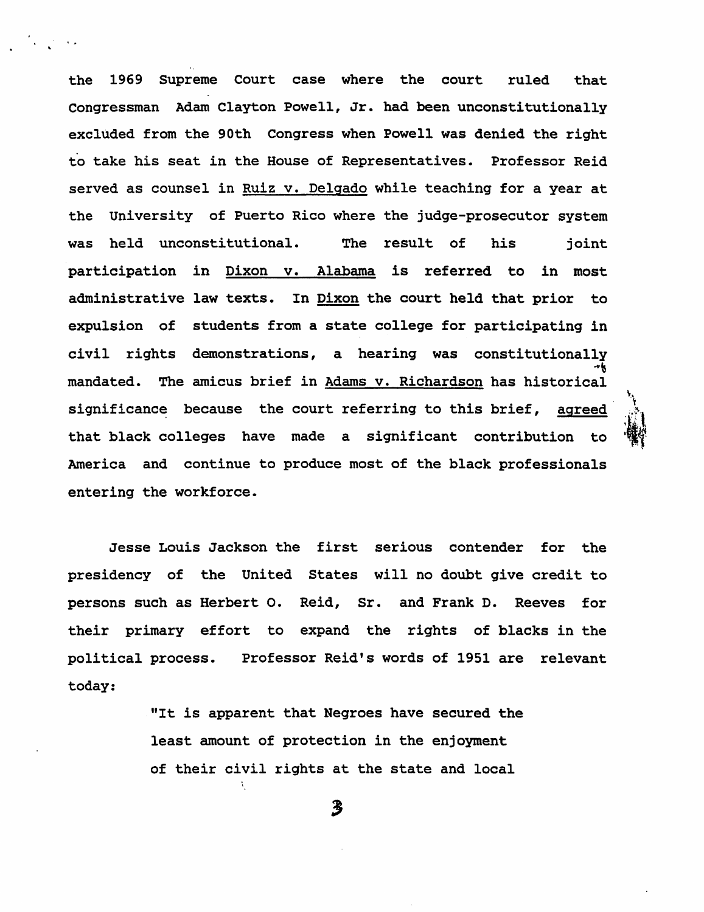the 1969 Supreme Court case where the court ruled that Congressman Adam Clayton Powell, Jr. had been unconstitutionally excluded from the 90th Congress when Powell was denied the right to take his seat in the House of Representatives. Professor Reid served as counsel in Ruiz v. Delgado while teaching for a year at the University of Puerto Rico where the judge-prosecutor system was held unconstitutional. The result of his joint participation in Dixon v. Alabama is referred to in most administrative law texts. In Dixon the court held that prior to expulsion of students from a state college for participating in civil rights demonstrations, a hearing was constitutionally mandated. The amicus brief in Adams v. Richardson has historical significance because the court referring to this brief, agreed that black colleges have made a significant contribution to America and continue to produce most of the black professionals entering the workforce.

Jesse Louis Jackson the first serious contender for the presidency of the United States will no doubt give credit to persons such as Herbert O. Reid, Sr. and Frank D. Reeves for their primary effort to expand the rights of blacks in the political process. Professor Reid's words of 1951 are relevant today:

> "It is apparent that Negroes have secured the least amount of protection in the enjoyment of their civil rights at the state and local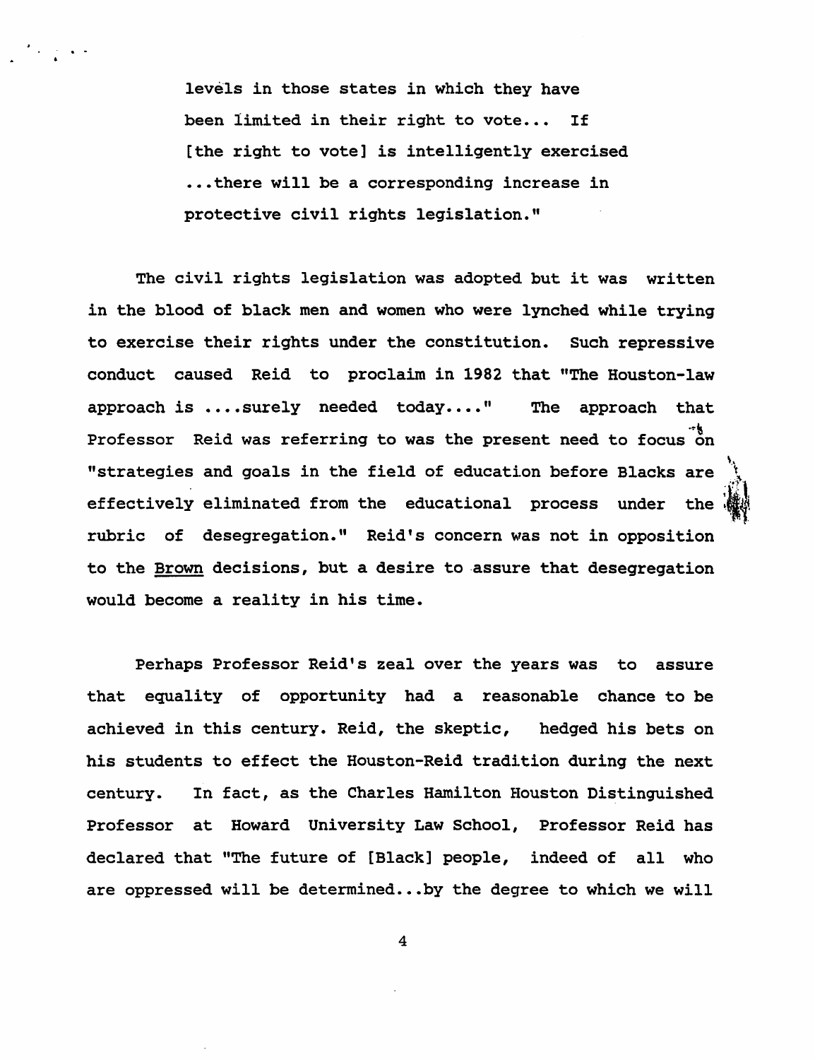> levels in those states in which they have been limited in their right to vote... If [the right to vote] is intelligently exercised ...there will be a corresponding increase in protective civil rights legislation."

The civil rights legislation was adopted but it was written in the blood of black men and women who were lynched while trying to exercise their rights under the constitution. Such repressive conduct caused Reid to proclaim in 1982 that "The Houston-law approach is ....surely needed today...." The approach that Professor Reid was referring to was the present need to focus on "strategies and goals in the field of education before Blacks are effectively eliminated from the educational process under the rubric of desegregation." Reid's concern was not in opposition to the <u>Brown</u> decisions, but a desire to assure that desegregation would become a reality in his time.

Perhaps Professor Reid's zeal over the years was to assure that equality of opportunity had a reasonable chance to be achieved in this century. Reid, the skeptic, hedged his bets on his students to effect the Houston-Reid tradition during the next century. In fact, as the Charles Hamilton Houston Distinguished Professor at Howard University Law School, Professor Reid has declared that "The future of [Black] people, indeed of all who are oppressed will be determined...by the degree to which we will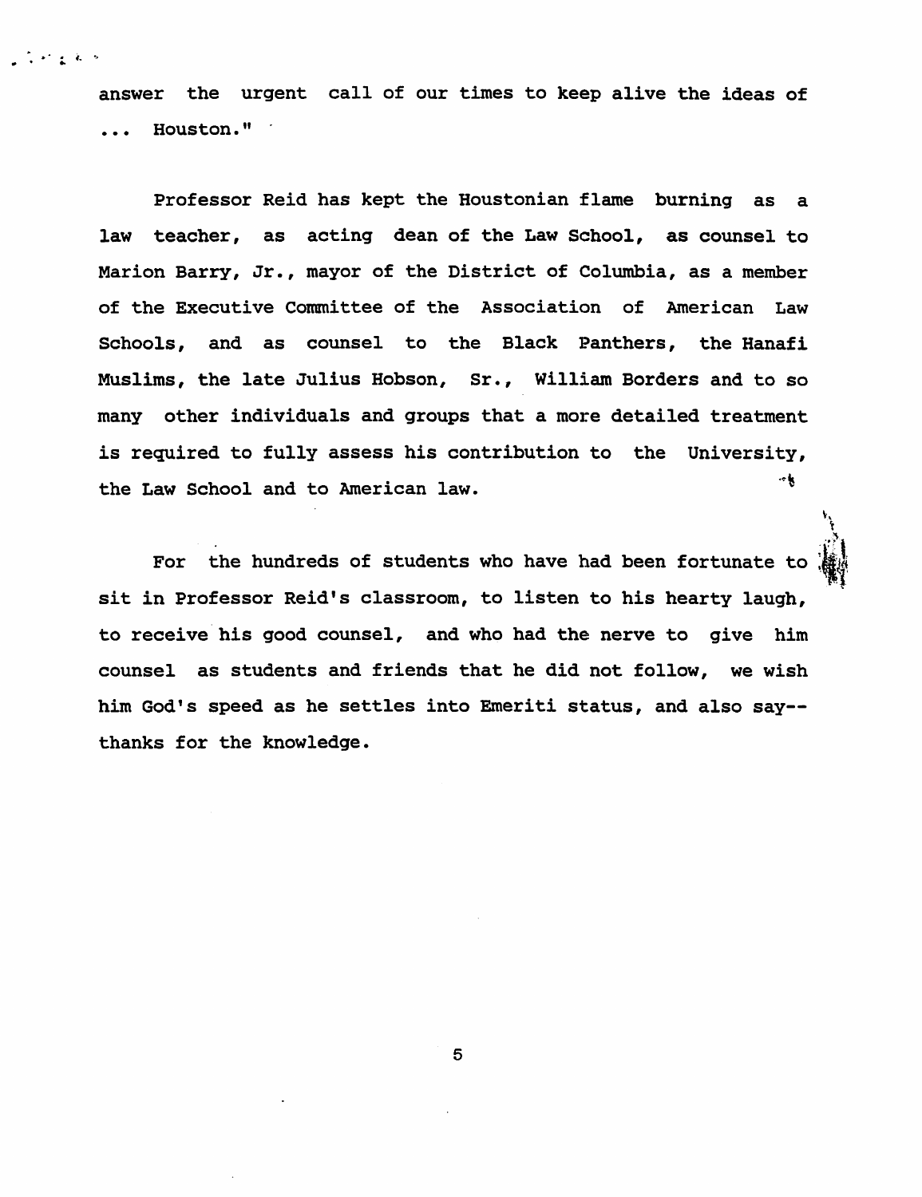answer the urgent call of our times to keep alive the ideas of ... Houston."

Professor Reid has kept the Houstonian flame burning as a law teacher, as acting dean of the Law School, as counsel to Marion Barry, Jr., mayor of the District of Columbia, as a member of the Executive Committee of the Association of American Law Schools, and as counsel to the Black Panthers, the Hanafi Muslims, the late Julius Hobson, Sr., William Borders and to so many other individuals and groups that a more detailed treatment is required to fully assess his contribution to the University, the Law School and to American law.

For the hundreds of students who have had been fortunate to sit in Professor Reid's classroom, to listen to his hearty laugh, to receive his good counsel, and who had the nerve to give him counsel as students and friends that he did not follow, we wish him God's speed as he settles into Emeriti status, and also say--thanks for the knowledge.